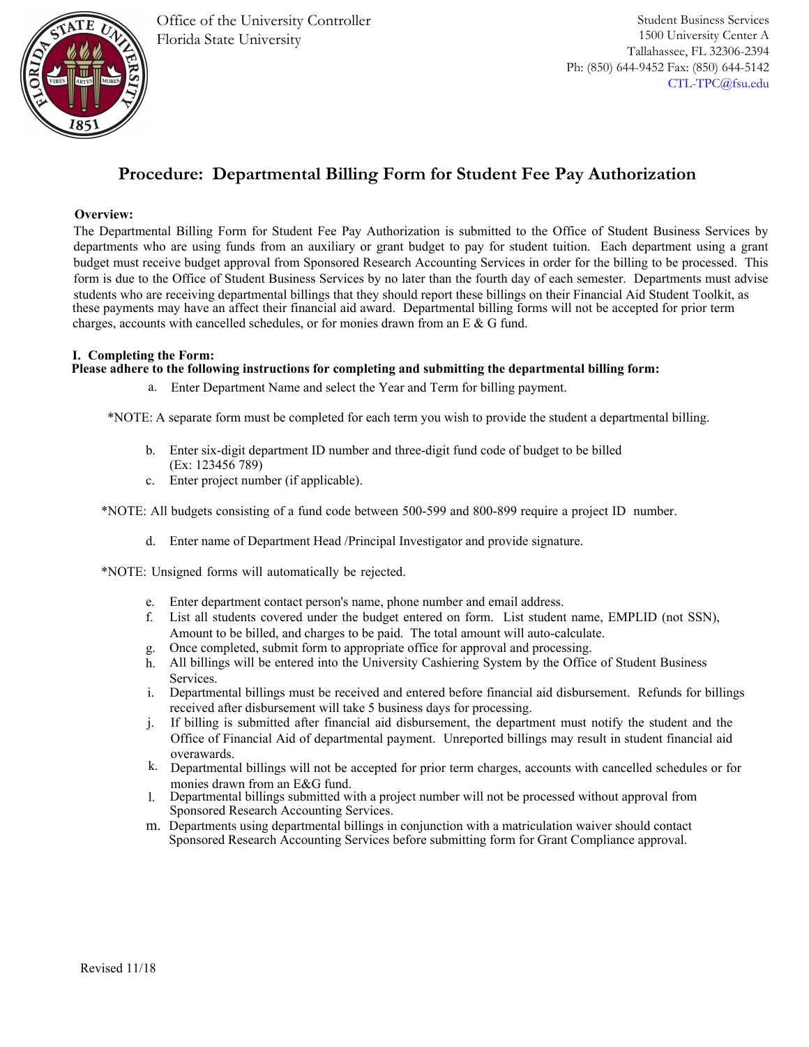Office of the University Controller
Florida State University

Student Business Services
1500 University Center A
Tallahassee, FL 32306-2394
Ph: (850) 644-9452 Fax: (850) 644-5142
CTL-TPC@fsu.edu

# Procedure: Departmental Billing Form for Student Fee Pay Authorization

**Overview:**

The Departmental Billing Form for Student Fee Pay Authorization is submitted to the Office of Student Business Services by departments who are using funds from an auxiliary or grant budget to pay for student tuition. Each department using a grant budget must receive budget approval from Sponsored Research Accounting Services in order for the billing to be processed. This form is due to the Office of Student Business Services by no later than the fourth day of each semester. Departments must advise students who are receiving departmental billings that they should report these billings on their Financial Aid Student Toolkit, as these payments may have an affect their financial aid award. Departmental billing forms will not be accepted for prior term charges, accounts with cancelled schedules, or for monies drawn from an E & G fund.

**I. Completing the Form:**

**Please adhere to the following instructions for completing and submitting the departmental billing form:**

a. Enter Department Name and select the Year and Term for billing payment.

*NOTE: A separate form must be completed for each term you wish to provide the student a departmental billing.

b. Enter six-digit department ID number and three-digit fund code of budget to be billed (Ex: 123456 789)
c. Enter project number (if applicable).

*NOTE: All budgets consisting of a fund code between 500-599 and 800-899 require a project ID number.

d. Enter name of Department Head /Principal Investigator and provide signature.

*NOTE: Unsigned forms will automatically be rejected.

e. Enter department contact person's name, phone number and email address.
f. List all students covered under the budget entered on form. List student name, EMPLID (not SSN), Amount to be billed, and charges to be paid. The total amount will auto-calculate.
g. Once completed, submit form to appropriate office for approval and processing.
h. All billings will be entered into the University Cashiering System by the Office of Student Business Services.
i. Departmental billings must be received and entered before financial aid disbursement. Refunds for billings received after disbursement will take 5 business days for processing.
j. If billing is submitted after financial aid disbursement, the department must notify the student and the Office of Financial Aid of departmental payment. Unreported billings may result in student financial aid overawards.
k. Departmental billings will not be accepted for prior term charges, accounts with cancelled schedules or for monies drawn from an E&G fund.
l. Departmental billings submitted with a project number will not be processed without approval from Sponsored Research Accounting Services.
m. Departments using departmental billings in conjunction with a matriculation waiver should contact Sponsored Research Accounting Services before submitting form for Grant Compliance approval.

Revised 11/18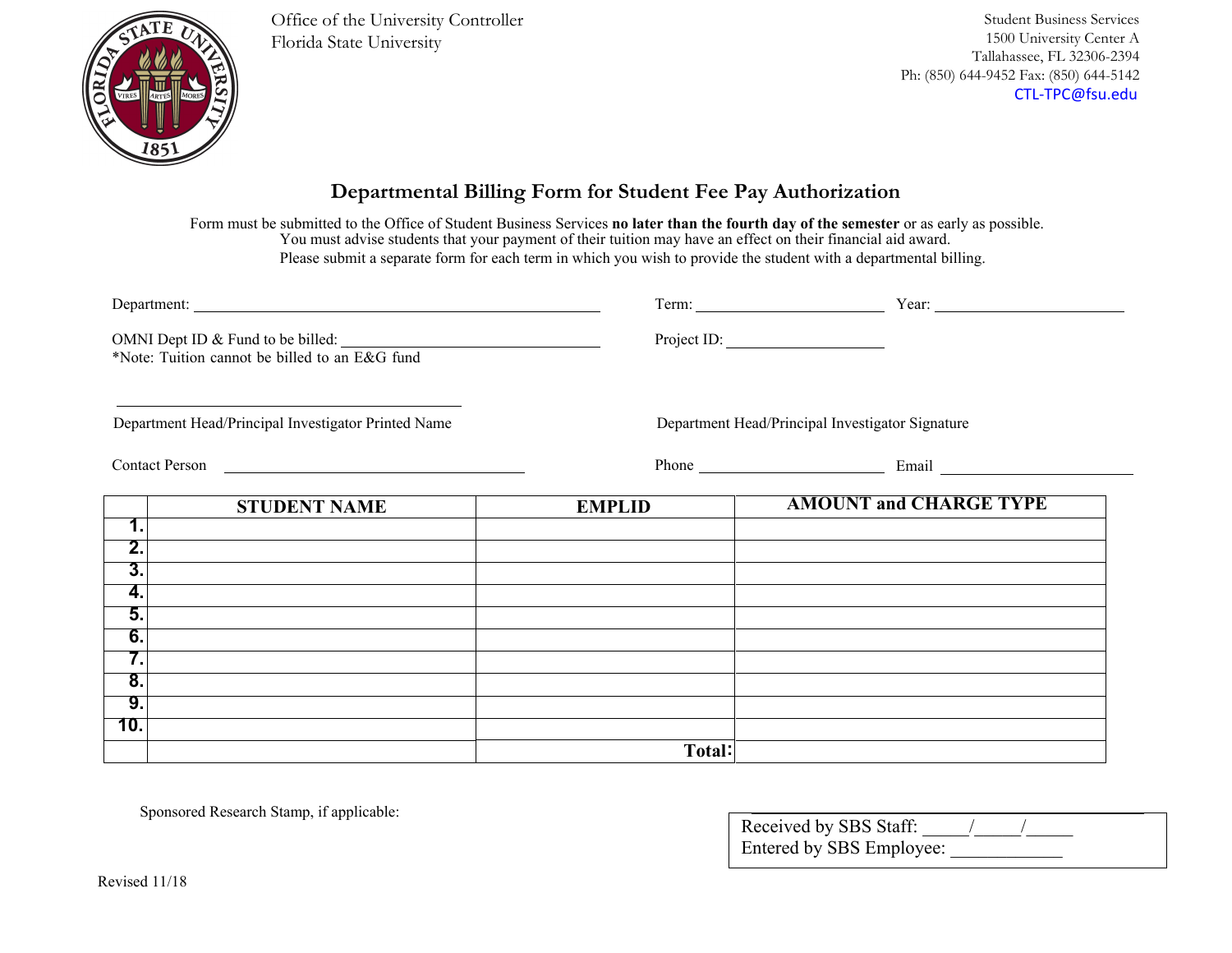Office of the University Controller
Florida State University

Student Business Services
1500 University Center A
Tallahassee, FL 32306-2394
Ph: (850) 644-9452 Fax: (850) 644-5142
CTL-TPC@fsu.edu

## Departmental Billing Form for Student Fee Pay Authorization

Form must be submitted to the Office of Student Business Services **no later than the fourth day of the semester** or as early as possible.
You must advise students that your payment of their tuition may have an effect on their financial aid award.
Please submit a separate form for each term in which you wish to provide the student with a departmental billing.

Department: ______________________________ Term: ______________ Year: ______________

OMNI Dept ID & Fund to be billed: ______________________ Project ID: ______________
*Note: Tuition cannot be billed to an E&G fund

______________________________
Department Head/Principal Investigator Printed Name

Department Head/Principal Investigator Signature

Contact Person ______________________ Phone ______________ Email ______________

| | STUDENT NAME | EMPLID | AMOUNT and CHARGE TYPE |
|---|---|---|---|
| 1. | | | |
| 2. | | | |
| 3. | | | |
| 4. | | | |
| 5. | | | |
| 6. | | | |
| 7. | | | |
| 8. | | | |
| 9. | | | |
| 10. | | | |
| | | Total: | |

Sponsored Research Stamp, if applicable:

Received by SBS Staff: _____/_____/_____
Entered by SBS Employee: ____________

Revised 11/18